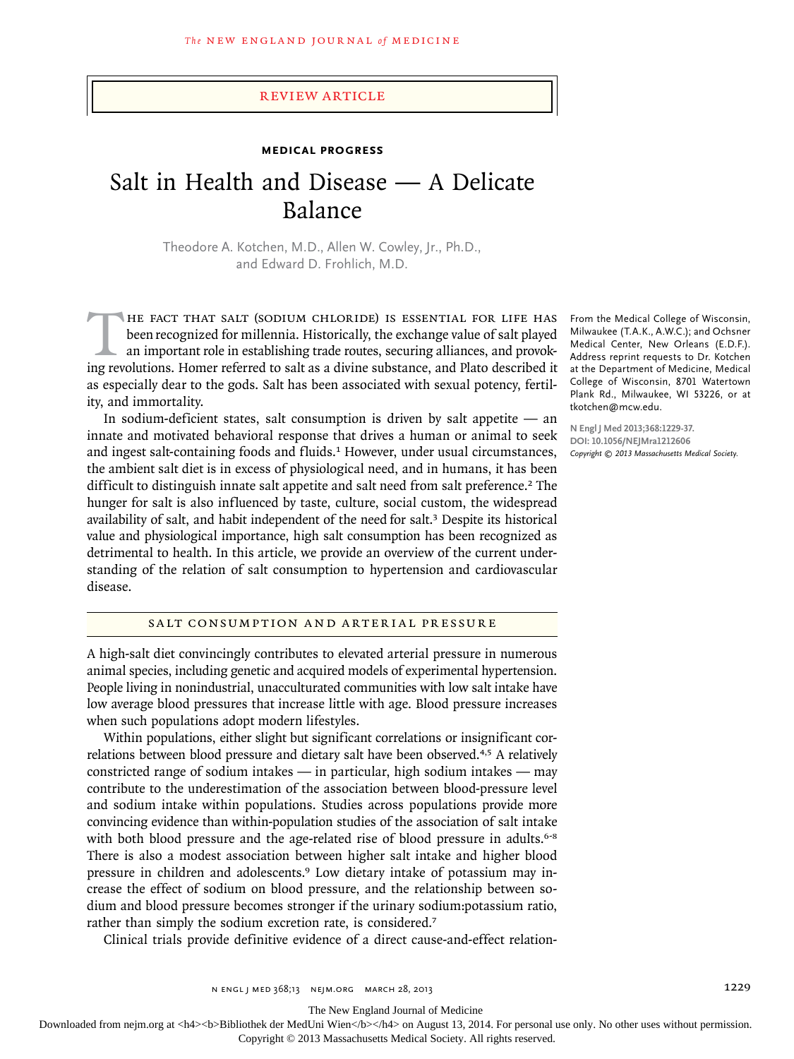REVIEW ARTICLE

**MEDICAL PROGRESS**

# Salt in Health and Disease — A Delicate Balance

Theodore A. Kotchen, M.D., Allen W. Cowley, Jr., Ph.D., and Edward D. Frohlich, M.D.

From the Medical College of Wisconsin, Milwaukee (T.A.K., A.W.C.); and Ochsner Medical Center, New Orleans (E.D.F.). Address reprint requests to Dr. Kotchen at the Department of Medicine, Medical College of Wisconsin, 8701 Watertown Plank Rd., Milwaukee, WI 53226, or at tkotchen@mcw.edu.

N Engl J Med 2013;368:1229-37.
DOI: 10.1056/NEJMra1212606
*Copyright © 2013 Massachusetts Medical Society.*

The fact that salt (sodium chloride) is essential for life has been recognized for millennia. Historically, the exchange value of salt played an important role in establishing trade routes, securing alliances, and provoking revolutions. Homer referred to salt as a divine substance, and Plato described it as especially dear to the gods. Salt has been associated with sexual potency, fertility, and immortality.

In sodium-deficient states, salt consumption is driven by salt appetite — an innate and motivated behavioral response that drives a human or animal to seek and ingest salt-containing foods and fluids.[1] However, under usual circumstances, the ambient salt diet is in excess of physiological need, and in humans, it has been difficult to distinguish innate salt appetite and salt need from salt preference.[2] The hunger for salt is also influenced by taste, culture, social custom, the widespread availability of salt, and habit independent of the need for salt.[3] Despite its historical value and physiological importance, high salt consumption has been recognized as detrimental to health. In this article, we provide an overview of the current understanding of the relation of salt consumption to hypertension and cardiovascular disease.

## SALT CONSUMPTION AND ARTERIAL PRESSURE

A high-salt diet convincingly contributes to elevated arterial pressure in numerous animal species, including genetic and acquired models of experimental hypertension. People living in nonindustrial, unacculturated communities with low salt intake have low average blood pressures that increase little with age. Blood pressure increases when such populations adopt modern lifestyles.

Within populations, either slight but significant correlations or insignificant correlations between blood pressure and dietary salt have been observed.[4,5] A relatively constricted range of sodium intakes — in particular, high sodium intakes — may contribute to the underestimation of the association between blood-pressure level and sodium intake within populations. Studies across populations provide more convincing evidence than within-population studies of the association of salt intake with both blood pressure and the age-related rise of blood pressure in adults.[6-8] There is also a modest association between higher salt intake and higher blood pressure in children and adolescents.[9] Low dietary intake of potassium may increase the effect of sodium on blood pressure, and the relationship between sodium and blood pressure becomes stronger if the urinary sodium:potassium ratio, rather than simply the sodium excretion rate, is considered.[7]

Clinical trials provide definitive evidence of a direct cause-and-effect relation-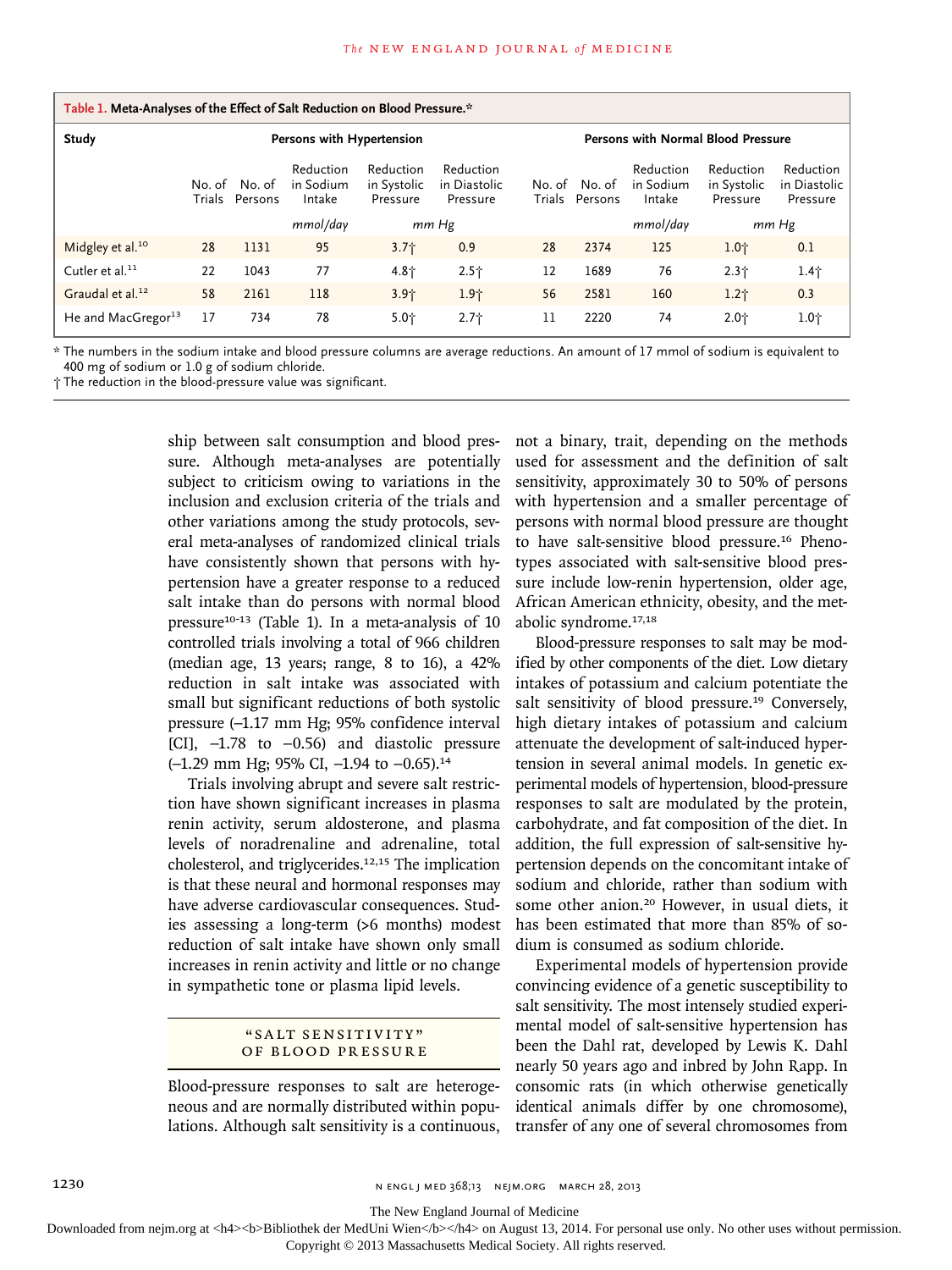**Table 1. Meta-Analyses of the Effect of Salt Reduction on Blood Pressure.***

| Study | Persons with Hypertension | | | | | Persons with Normal Blood Pressure | | | | |
|---|---|---|---|---|---|---|---|---|---|---|
| | No. of Trials | No. of Persons | Reduction in Sodium Intake | Reduction in Systolic Pressure | Reduction in Diastolic Pressure | No. of Trials | No. of Persons | Reduction in Sodium Intake | Reduction in Systolic Pressure | Reduction in Diastolic Pressure |
| | | | *mmol/day* | *mm Hg* | *mm Hg* | | | *mmol/day* | *mm Hg* | *mm Hg* |
| Midgley et al.[10] | 28 | 1131 | 95 | 3.7† | 0.9 | 28 | 2374 | 125 | 1.0† | 0.1 |
| Cutler et al.[11] | 22 | 1043 | 77 | 4.8† | 2.5† | 12 | 1689 | 76 | 2.3† | 1.4† |
| Graudal et al.[12] | 58 | 2161 | 118 | 3.9† | 1.9† | 56 | 2581 | 160 | 1.2† | 0.3 |
| He and MacGregor[13] | 17 | 734 | 78 | 5.0† | 2.7† | 11 | 2220 | 74 | 2.0† | 1.0† |

\* The numbers in the sodium intake and blood pressure columns are average reductions. An amount of 17 mmol of sodium is equivalent to 400 mg of sodium or 1.0 g of sodium chloride.

† The reduction in the blood-pressure value was significant.

ship between salt consumption and blood pressure. Although meta-analyses are potentially subject to criticism owing to variations in the inclusion and exclusion criteria of the trials and other variations among the study protocols, several meta-analyses of randomized clinical trials have consistently shown that persons with hypertension have a greater response to a reduced salt intake than do persons with normal blood pressure[10-13] (Table 1). In a meta-analysis of 10 controlled trials involving a total of 966 children (median age, 13 years; range, 8 to 16), a 42% reduction in salt intake was associated with small but significant reductions of both systolic pressure (−1.17 mm Hg; 95% confidence interval [CI], −1.78 to −0.56) and diastolic pressure (−1.29 mm Hg; 95% CI, −1.94 to −0.65).[14]

Trials involving abrupt and severe salt restriction have shown significant increases in plasma renin activity, serum aldosterone, and plasma levels of noradrenaline and adrenaline, total cholesterol, and triglycerides.[12,15] The implication is that these neural and hormonal responses may have adverse cardiovascular consequences. Studies assessing a long-term (>6 months) modest reduction of salt intake have shown only small increases in renin activity and little or no change in sympathetic tone or plasma lipid levels.

## "SALT SENSITIVITY" OF BLOOD PRESSURE

Blood-pressure responses to salt are heterogeneous and are normally distributed within populations. Although salt sensitivity is a continuous, not a binary, trait, depending on the methods used for assessment and the definition of salt sensitivity, approximately 30 to 50% of persons with hypertension and a smaller percentage of persons with normal blood pressure are thought to have salt-sensitive blood pressure.[16] Phenotypes associated with salt-sensitive blood pressure include low-renin hypertension, older age, African American ethnicity, obesity, and the metabolic syndrome.[17,18]

Blood-pressure responses to salt may be modified by other components of the diet. Low dietary intakes of potassium and calcium potentiate the salt sensitivity of blood pressure.[19] Conversely, high dietary intakes of potassium and calcium attenuate the development of salt-induced hypertension in several animal models. In genetic experimental models of hypertension, blood-pressure responses to salt are modulated by the protein, carbohydrate, and fat composition of the diet. In addition, the full expression of salt-sensitive hypertension depends on the concomitant intake of sodium and chloride, rather than sodium with some other anion.[20] However, in usual diets, it has been estimated that more than 85% of sodium is consumed as sodium chloride.

Experimental models of hypertension provide convincing evidence of a genetic susceptibility to salt sensitivity. The most intensely studied experimental model of salt-sensitive hypertension has been the Dahl rat, developed by Lewis K. Dahl nearly 50 years ago and inbred by John Rapp. In consomic rats (in which otherwise genetically identical animals differ by one chromosome), transfer of any one of several chromosomes from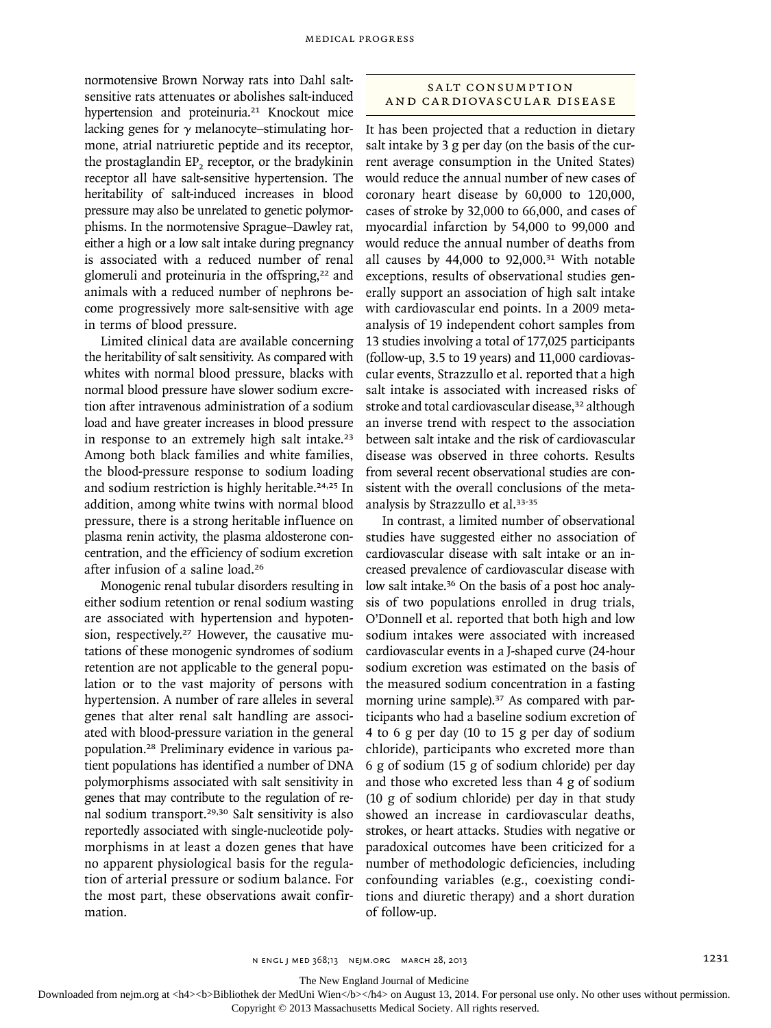normotensive Brown Norway rats into Dahl salt-sensitive rats attenuates or abolishes salt-induced hypertension and proteinuria.[21] Knockout mice lacking genes for $\gamma$ melanocyte–stimulating hormone, atrial natriuretic peptide and its receptor, the prostaglandin $EP_2$ receptor, or the bradykinin receptor all have salt-sensitive hypertension. The heritability of salt-induced increases in blood pressure may also be unrelated to genetic polymorphisms. In the normotensive Sprague–Dawley rat, either a high or a low salt intake during pregnancy is associated with a reduced number of renal glomeruli and proteinuria in the offspring,[22] and animals with a reduced number of nephrons become progressively more salt-sensitive with age in terms of blood pressure.

Limited clinical data are available concerning the heritability of salt sensitivity. As compared with whites with normal blood pressure, blacks with normal blood pressure have slower sodium excretion after intravenous administration of a sodium load and have greater increases in blood pressure in response to an extremely high salt intake.[23] Among both black families and white families, the blood-pressure response to sodium loading and sodium restriction is highly heritable.[24,25] In addition, among white twins with normal blood pressure, there is a strong heritable influence on plasma renin activity, the plasma aldosterone concentration, and the efficiency of sodium excretion after infusion of a saline load.[26]

Monogenic renal tubular disorders resulting in either sodium retention or renal sodium wasting are associated with hypertension and hypotension, respectively.[27] However, the causative mutations of these monogenic syndromes of sodium retention are not applicable to the general population or to the vast majority of persons with hypertension. A number of rare alleles in several genes that alter renal salt handling are associated with blood-pressure variation in the general population.[28] Preliminary evidence in various patient populations has identified a number of DNA polymorphisms associated with salt sensitivity in genes that may contribute to the regulation of renal sodium transport.[29,30] Salt sensitivity is also reportedly associated with single-nucleotide polymorphisms in at least a dozen genes that have no apparent physiological basis for the regulation of arterial pressure or sodium balance. For the most part, these observations await confirmation.

## SALT CONSUMPTION AND CARDIOVASCULAR DISEASE

It has been projected that a reduction in dietary salt intake by 3 g per day (on the basis of the current average consumption in the United States) would reduce the annual number of new cases of coronary heart disease by 60,000 to 120,000, cases of stroke by 32,000 to 66,000, and cases of myocardial infarction by 54,000 to 99,000 and would reduce the annual number of deaths from all causes by 44,000 to 92,000.[31] With notable exceptions, results of observational studies generally support an association of high salt intake with cardiovascular end points. In a 2009 meta-analysis of 19 independent cohort samples from 13 studies involving a total of 177,025 participants (follow-up, 3.5 to 19 years) and 11,000 cardiovascular events, Strazzullo et al. reported that a high salt intake is associated with increased risks of stroke and total cardiovascular disease,[32] although an inverse trend with respect to the association between salt intake and the risk of cardiovascular disease was observed in three cohorts. Results from several recent observational studies are consistent with the overall conclusions of the meta-analysis by Strazzullo et al.[33-35]

In contrast, a limited number of observational studies have suggested either no association of cardiovascular disease with salt intake or an increased prevalence of cardiovascular disease with low salt intake.[36] On the basis of a post hoc analysis of two populations enrolled in drug trials, O'Donnell et al. reported that both high and low sodium intakes were associated with increased cardiovascular events in a J-shaped curve (24-hour sodium excretion was estimated on the basis of the measured sodium concentration in a fasting morning urine sample).[37] As compared with participants who had a baseline sodium excretion of 4 to 6 g per day (10 to 15 g per day of sodium chloride), participants who excreted more than 6 g of sodium (15 g of sodium chloride) per day and those who excreted less than 4 g of sodium (10 g of sodium chloride) per day in that study showed an increase in cardiovascular deaths, strokes, or heart attacks. Studies with negative or paradoxical outcomes have been criticized for a number of methodologic deficiencies, including confounding variables (e.g., coexisting conditions and diuretic therapy) and a short duration of follow-up.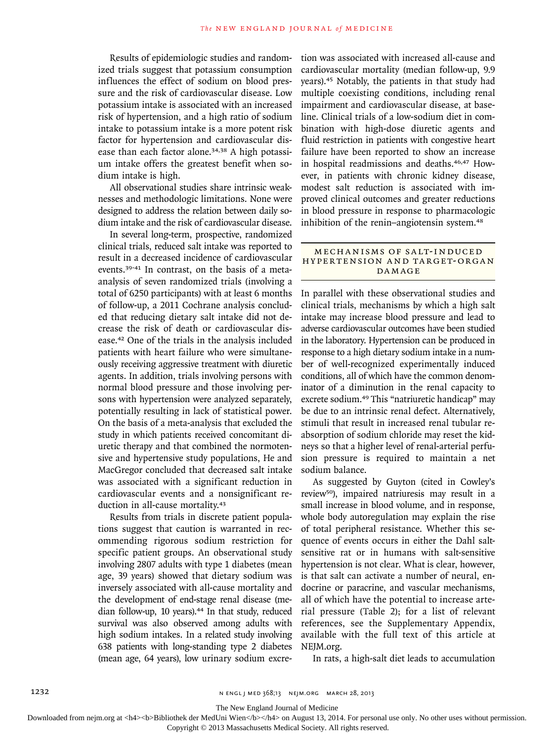Results of epidemiologic studies and randomized trials suggest that potassium consumption influences the effect of sodium on blood pressure and the risk of cardiovascular disease. Low potassium intake is associated with an increased risk of hypertension, and a high ratio of sodium intake to potassium intake is a more potent risk factor for hypertension and cardiovascular disease than each factor alone.[34,38] A high potassium intake offers the greatest benefit when sodium intake is high.

All observational studies share intrinsic weaknesses and methodologic limitations. None were designed to address the relation between daily sodium intake and the risk of cardiovascular disease.

In several long-term, prospective, randomized clinical trials, reduced salt intake was reported to result in a decreased incidence of cardiovascular events.[39-41] In contrast, on the basis of a meta-analysis of seven randomized trials (involving a total of 6250 participants) with at least 6 months of follow-up, a 2011 Cochrane analysis concluded that reducing dietary salt intake did not decrease the risk of death or cardiovascular disease.[42] One of the trials in the analysis included patients with heart failure who were simultaneously receiving aggressive treatment with diuretic agents. In addition, trials involving persons with normal blood pressure and those involving persons with hypertension were analyzed separately, potentially resulting in lack of statistical power. On the basis of a meta-analysis that excluded the study in which patients received concomitant diuretic therapy and that combined the normotensive and hypertensive study populations, He and MacGregor concluded that decreased salt intake was associated with a significant reduction in cardiovascular events and a nonsignificant reduction in all-cause mortality.[43]

Results from trials in discrete patient populations suggest that caution is warranted in recommending rigorous sodium restriction for specific patient groups. An observational study involving 2807 adults with type 1 diabetes (mean age, 39 years) showed that dietary sodium was inversely associated with all-cause mortality and the development of end-stage renal disease (median follow-up, 10 years).[44] In that study, reduced survival was also observed among adults with high sodium intakes. In a related study involving 638 patients with long-standing type 2 diabetes (mean age, 64 years), low urinary sodium excretion was associated with increased all-cause and cardiovascular mortality (median follow-up, 9.9 years).[45] Notably, the patients in that study had multiple coexisting conditions, including renal impairment and cardiovascular disease, at baseline. Clinical trials of a low-sodium diet in combination with high-dose diuretic agents and fluid restriction in patients with congestive heart failure have been reported to show an increase in hospital readmissions and deaths.[46,47] However, in patients with chronic kidney disease, modest salt reduction is associated with improved clinical outcomes and greater reductions in blood pressure in response to pharmacologic inhibition of the renin–angiotensin system.[48]

## MECHANISMS OF SALT-INDUCED HYPERTENSION AND TARGET-ORGAN DAMAGE

In parallel with these observational studies and clinical trials, mechanisms by which a high salt intake may increase blood pressure and lead to adverse cardiovascular outcomes have been studied in the laboratory. Hypertension can be produced in response to a high dietary sodium intake in a number of well-recognized experimentally induced conditions, all of which have the common denominator of a diminution in the renal capacity to excrete sodium.[49] This "natriuretic handicap" may be due to an intrinsic renal defect. Alternatively, stimuli that result in increased renal tubular reabsorption of sodium chloride may reset the kidneys so that a higher level of renal-arterial perfusion pressure is required to maintain a net sodium balance.

As suggested by Guyton (cited in Cowley's review[50]), impaired natriuresis may result in a small increase in blood volume, and in response, whole body autoregulation may explain the rise of total peripheral resistance. Whether this sequence of events occurs in either the Dahl salt-sensitive rat or in humans with salt-sensitive hypertension is not clear. What is clear, however, is that salt can activate a number of neural, endocrine or paracrine, and vascular mechanisms, all of which have the potential to increase arterial pressure (Table 2); for a list of relevant references, see the Supplementary Appendix, available with the full text of this article at NEJM.org.

In rats, a high-salt diet leads to accumulation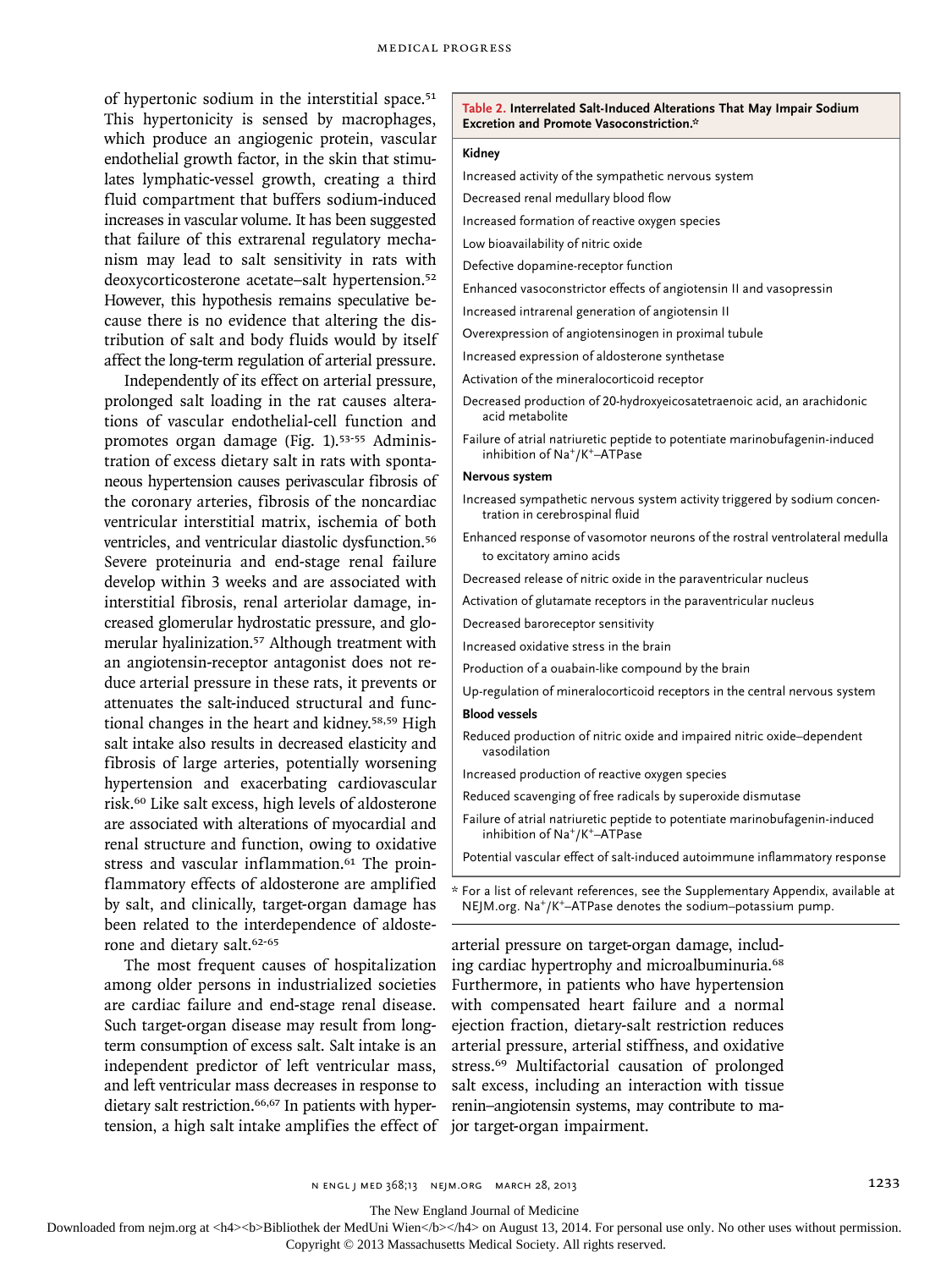of hypertonic sodium in the interstitial space.[51] This hypertonicity is sensed by macrophages, which produce an angiogenic protein, vascular endothelial growth factor, in the skin that stimulates lymphatic-vessel growth, creating a third fluid compartment that buffers sodium-induced increases in vascular volume. It has been suggested that failure of this extrarenal regulatory mechanism may lead to salt sensitivity in rats with deoxycorticosterone acetate–salt hypertension.[52] However, this hypothesis remains speculative because there is no evidence that altering the distribution of salt and body fluids would by itself affect the long-term regulation of arterial pressure.

Independently of its effect on arterial pressure, prolonged salt loading in the rat causes alterations of vascular endothelial-cell function and promotes organ damage (Fig. 1).[53-55] Administration of excess dietary salt in rats with spontaneous hypertension causes perivascular fibrosis of the coronary arteries, fibrosis of the noncardiac ventricular interstitial matrix, ischemia of both ventricles, and ventricular diastolic dysfunction.[56] Severe proteinuria and end-stage renal failure develop within 3 weeks and are associated with interstitial fibrosis, renal arteriolar damage, increased glomerular hydrostatic pressure, and glomerular hyalinization.[57] Although treatment with an angiotensin-receptor antagonist does not reduce arterial pressure in these rats, it prevents or attenuates the salt-induced structural and functional changes in the heart and kidney.[58,59] High salt intake also results in decreased elasticity and fibrosis of large arteries, potentially worsening hypertension and exacerbating cardiovascular risk.[60] Like salt excess, high levels of aldosterone are associated with alterations of myocardial and renal structure and function, owing to oxidative stress and vascular inflammation.[61] The proinflammatory effects of aldosterone are amplified by salt, and clinically, target-organ damage has been related to the interdependence of aldosterone and dietary salt.[62-65]

The most frequent causes of hospitalization among older persons in industrialized societies are cardiac failure and end-stage renal disease. Such target-organ disease may result from long-term consumption of excess salt. Salt intake is an independent predictor of left ventricular mass, and left ventricular mass decreases in response to dietary salt restriction.[66,67] In patients with hypertension, a high salt intake amplifies the effect of arterial pressure on target-organ damage, including cardiac hypertrophy and microalbuminuria.[68] Furthermore, in patients who have hypertension with compensated heart failure and a normal ejection fraction, dietary-salt restriction reduces arterial pressure, arterial stiffness, and oxidative stress.[69] Multifactorial causation of prolonged salt excess, including an interaction with tissue renin–angiotensin systems, may contribute to major target-organ impairment.

**Table 2. Interrelated Salt-Induced Alterations That May Impair Sodium Excretion and Promote Vasoconstriction.***

| |
|---|
| **Kidney** |
| Increased activity of the sympathetic nervous system |
| Decreased renal medullary blood flow |
| Increased formation of reactive oxygen species |
| Low bioavailability of nitric oxide |
| Defective dopamine-receptor function |
| Enhanced vasoconstrictor effects of angiotensin II and vasopressin |
| Increased intrarenal generation of angiotensin II |
| Overexpression of angiotensinogen in proximal tubule |
| Increased expression of aldosterone synthetase |
| Activation of the mineralocorticoid receptor |
| Decreased production of 20-hydroxyeicosatetraenoic acid, an arachidonic acid metabolite |
| Failure of atrial natriuretic peptide to potentiate marinobufagenin-induced inhibition of $Na^+/K^+$–ATPase |
| **Nervous system** |
| Increased sympathetic nervous system activity triggered by sodium concentration in cerebrospinal fluid |
| Enhanced response of vasomotor neurons of the rostral ventrolateral medulla to excitatory amino acids |
| Decreased release of nitric oxide in the paraventricular nucleus |
| Activation of glutamate receptors in the paraventricular nucleus |
| Decreased baroreceptor sensitivity |
| Increased oxidative stress in the brain |
| Production of a ouabain-like compound by the brain |
| Up-regulation of mineralocorticoid receptors in the central nervous system |
| **Blood vessels** |
| Reduced production of nitric oxide and impaired nitric oxide–dependent vasodilation |
| Increased production of reactive oxygen species |
| Reduced scavenging of free radicals by superoxide dismutase |
| Failure of atrial natriuretic peptide to potentiate marinobufagenin-induced inhibition of $Na^+/K^+$–ATPase |
| Potential vascular effect of salt-induced autoimmune inflammatory response |

* For a list of relevant references, see the Supplementary Appendix, available at NEJM.org. $Na^+/K^+$–ATPase denotes the sodium–potassium pump.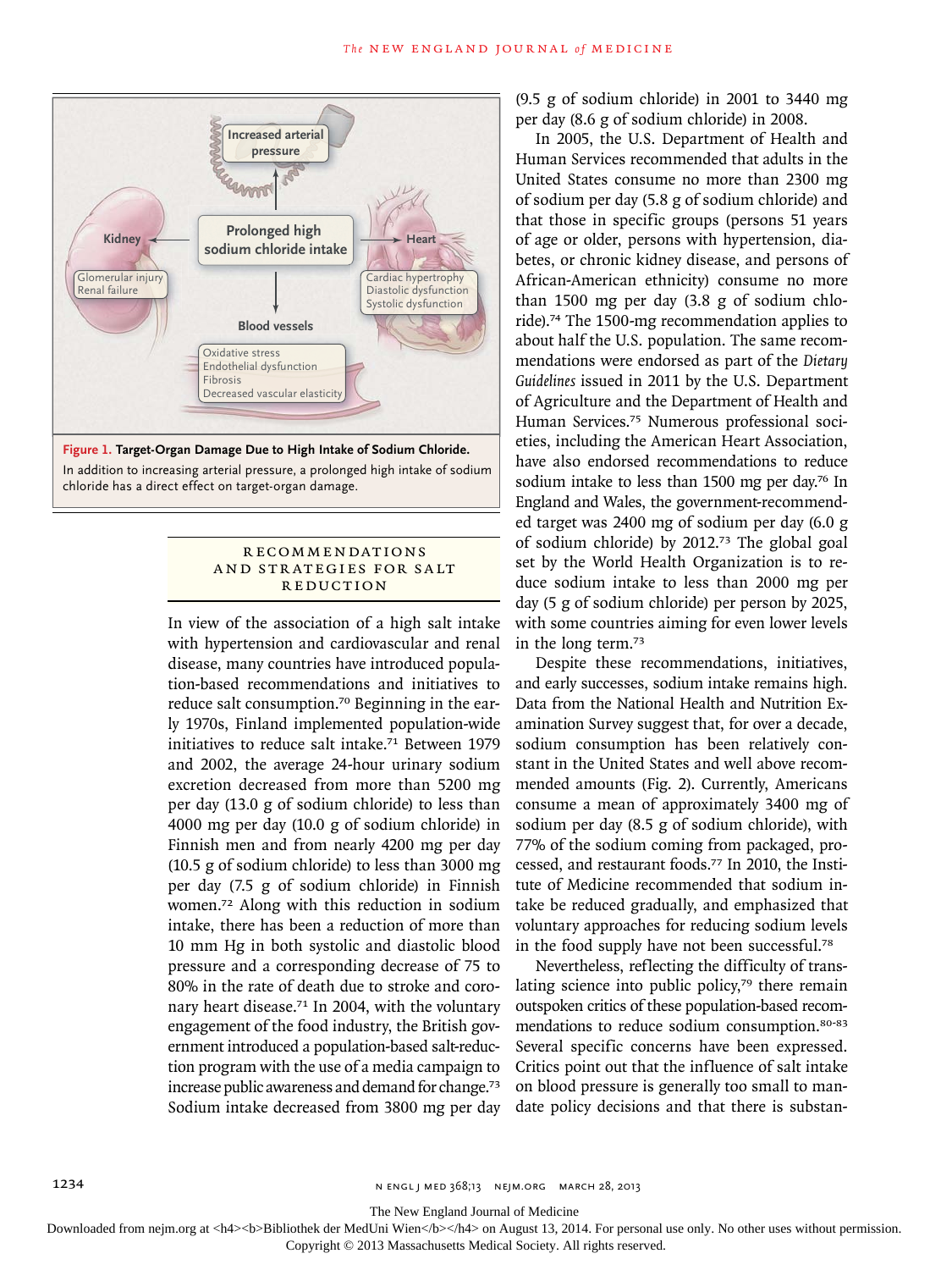**Figure 1. Target-Organ Damage Due to High Intake of Sodium Chloride.** In addition to increasing arterial pressure, a prolonged high intake of sodium chloride has a direct effect on target-organ damage.

## RECOMMENDATIONS AND STRATEGIES FOR SALT REDUCTION

In view of the association of a high salt intake with hypertension and cardiovascular and renal disease, many countries have introduced population-based recommendations and initiatives to reduce salt consumption.[70] Beginning in the early 1970s, Finland implemented population-wide initiatives to reduce salt intake.[71] Between 1979 and 2002, the average 24-hour urinary sodium excretion decreased from more than 5200 mg per day (13.0 g of sodium chloride) to less than 4000 mg per day (10.0 g of sodium chloride) in Finnish men and from nearly 4200 mg per day (10.5 g of sodium chloride) to less than 3000 mg per day (7.5 g of sodium chloride) in Finnish women.[72] Along with this reduction in sodium intake, there has been a reduction of more than 10 mm Hg in both systolic and diastolic blood pressure and a corresponding decrease of 75 to 80% in the rate of death due to stroke and coronary heart disease.[71] In 2004, with the voluntary engagement of the food industry, the British government introduced a population-based salt-reduction program with the use of a media campaign to increase public awareness and demand for change.[73] Sodium intake decreased from 3800 mg per day (9.5 g of sodium chloride) in 2001 to 3440 mg per day (8.6 g of sodium chloride) in 2008.

In 2005, the U.S. Department of Health and Human Services recommended that adults in the United States consume no more than 2300 mg of sodium per day (5.8 g of sodium chloride) and that those in specific groups (persons 51 years of age or older, persons with hypertension, diabetes, or chronic kidney disease, and persons of African-American ethnicity) consume no more than 1500 mg per day (3.8 g of sodium chloride).[74] The 1500-mg recommendation applies to about half the U.S. population. The same recommendations were endorsed as part of the *Dietary Guidelines* issued in 2011 by the U.S. Department of Agriculture and the Department of Health and Human Services.[75] Numerous professional societies, including the American Heart Association, have also endorsed recommendations to reduce sodium intake to less than 1500 mg per day.[76] In England and Wales, the government-recommended target was 2400 mg of sodium per day (6.0 g of sodium chloride) by 2012.[73] The global goal set by the World Health Organization is to reduce sodium intake to less than 2000 mg per day (5 g of sodium chloride) per person by 2025, with some countries aiming for even lower levels in the long term.[73]

Despite these recommendations, initiatives, and early successes, sodium intake remains high. Data from the National Health and Nutrition Examination Survey suggest that, for over a decade, sodium consumption has been relatively constant in the United States and well above recommended amounts (Fig. 2). Currently, Americans consume a mean of approximately 3400 mg of sodium per day (8.5 g of sodium chloride), with 77% of the sodium coming from packaged, processed, and restaurant foods.[77] In 2010, the Institute of Medicine recommended that sodium intake be reduced gradually, and emphasized that voluntary approaches for reducing sodium levels in the food supply have not been successful.[78]

Nevertheless, reflecting the difficulty of translating science into public policy,[79] there remain outspoken critics of these population-based recommendations to reduce sodium consumption.[80-83] Several specific concerns have been expressed. Critics point out that the influence of salt intake on blood pressure is generally too small to mandate policy decisions and that there is substan-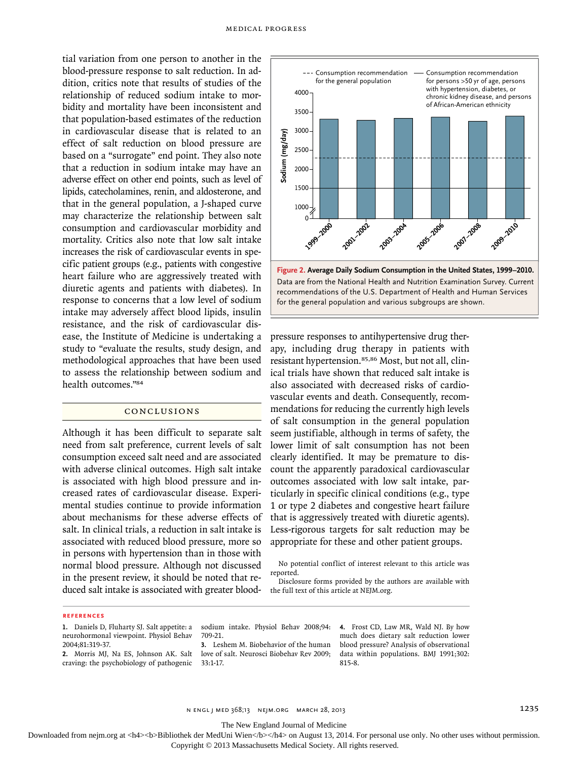tial variation from one person to another in the blood-pressure response to salt reduction. In addition, critics note that results of studies of the relationship of reduced sodium intake to morbidity and mortality have been inconsistent and that population-based estimates of the reduction in cardiovascular disease that is related to an effect of salt reduction on blood pressure are based on a "surrogate" end point. They also note that a reduction in sodium intake may have an adverse effect on other end points, such as level of lipids, catecholamines, renin, and aldosterone, and that in the general population, a J-shaped curve may characterize the relationship between salt consumption and cardiovascular morbidity and mortality. Critics also note that low salt intake increases the risk of cardiovascular events in specific patient groups (e.g., patients with congestive heart failure who are aggressively treated with diuretic agents and patients with diabetes). In response to concerns that a low level of sodium intake may adversely affect blood lipids, insulin resistance, and the risk of cardiovascular disease, the Institute of Medicine is undertaking a study to "evaluate the results, study design, and methodological approaches that have been used to assess the relationship between sodium and health outcomes."[84]

**Figure 2. Average Daily Sodium Consumption in the United States, 1999–2010.** Data are from the National Health and Nutrition Examination Survey. Current recommendations of the U.S. Department of Health and Human Services for the general population and various subgroups are shown.

## CONCLUSIONS

Although it has been difficult to separate salt need from salt preference, current levels of salt consumption exceed salt need and are associated with adverse clinical outcomes. High salt intake is associated with high blood pressure and increased rates of cardiovascular disease. Experimental studies continue to provide information about mechanisms for these adverse effects of salt. In clinical trials, a reduction in salt intake is associated with reduced blood pressure, more so in persons with hypertension than in those with normal blood pressure. Although not discussed in the present review, it should be noted that reduced salt intake is associated with greater blood-pressure responses to antihypertensive drug therapy, including drug therapy in patients with resistant hypertension.[85,86] Most, but not all, clinical trials have shown that reduced salt intake is also associated with decreased risks of cardiovascular events and death. Consequently, recommendations for reducing the currently high levels of salt consumption in the general population seem justifiable, although in terms of safety, the lower limit of salt consumption has not been clearly identified. It may be premature to discount the apparently paradoxical cardiovascular outcomes associated with low salt intake, particularly in specific clinical conditions (e.g., type 1 or type 2 diabetes and congestive heart failure that is aggressively treated with diuretic agents). Less-rigorous targets for salt reduction may be appropriate for these and other patient groups.

No potential conflict of interest relevant to this article was reported.

Disclosure forms provided by the authors are available with the full text of this article at NEJM.org.

## REFERENCES

1. Daniels D, Fluharty SJ. Salt appetite: a neurohormonal viewpoint. Physiol Behav 2004;81:319-37.
2. Morris MJ, Na ES, Johnson AK. Salt craving: the psychobiology of pathogenic sodium intake. Physiol Behav 2008;94:709-21.
3. Leshem M. Biobehavior of the human love of salt. Neurosci Biobehav Rev 2009;33:1-17.
4. Frost CD, Law MR, Wald NJ. By how much does dietary salt reduction lower blood pressure? Analysis of observational data within populations. BMJ 1991;302:815-8.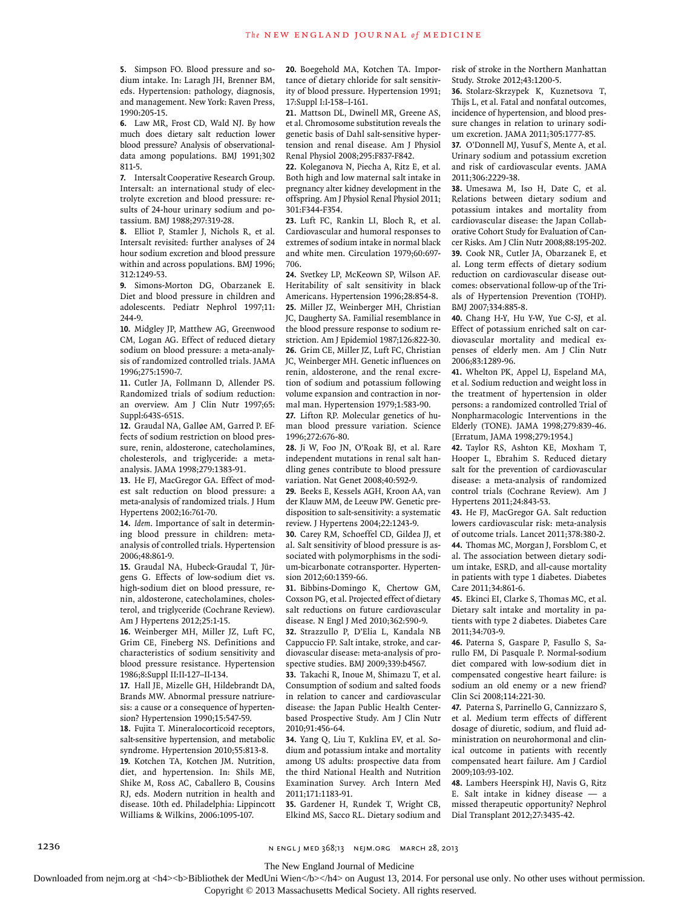5. Simpson FO. Blood pressure and sodium intake. In: Laragh JH, Brenner BM, eds. Hypertension: pathology, diagnosis, and management. New York: Raven Press, 1990:205-15.

6. Law MR, Frost CD, Wald NJ. By how much does dietary salt reduction lower blood pressure? Analysis of observational-data among populations. BMJ 1991;302 811-5.

7. Intersalt Cooperative Research Group. Intersalt: an international study of electrolyte excretion and blood pressure: results of 24-hour urinary sodium and potassium. BMJ 1988;297:319-28.

8. Elliot P, Stamler J, Nichols R, et al. Intersalt revisited: further analyses of 24 hour sodium excretion and blood pressure within and across populations. BMJ 1996; 312:1249-53.

9. Simons-Morton DG, Obarzanek E. Diet and blood pressure in children and adolescents. Pediatr Nephrol 1997;11: 244-9.

10. Midgley JP, Matthew AG, Greenwood CM, Logan AG. Effect of reduced dietary sodium on blood pressure: a meta-analysis of randomized controlled trials. JAMA 1996;275:1590-7.

11. Cutler JA, Follmann D, Allender PS. Randomized trials of sodium reduction: an overview. Am J Clin Nutr 1997;65: Suppl:643S-651S.

12. Graudal NA, Galløe AM, Garred P. Effects of sodium restriction on blood pressure, renin, aldosterone, catecholamines, cholesterols, and triglyceride: a meta-analysis. JAMA 1998;279:1383-91.

13. He FJ, MacGregor GA. Effect of modest salt reduction on blood pressure: a meta-analysis of randomized trials. J Hum Hypertens 2002;16:761-70.

14. *Idem*. Importance of salt in determining blood pressure in children: meta-analysis of controlled trials. Hypertension 2006;48:861-9.

15. Graudal NA, Hubeck-Graudal T, Jürgens G. Effects of low-sodium diet vs. high-sodium diet on blood pressure, renin, aldosterone, catecholamines, cholesterol, and triglyceride (Cochrane Review). Am J Hypertens 2012;25:1-15.

16. Weinberger MH, Miller JZ, Luft FC, Grim CE, Fineberg NS. Definitions and characteristics of sodium sensitivity and blood pressure resistance. Hypertension 1986;8:Suppl II:II-127–II-134.

17. Hall JE, Mizelle GH, Hildebrandt DA, Brands MW. Abnormal pressure natriuresis: a cause or a consequence of hypertension? Hypertension 1990;15:547-59.

18. Fujita T. Mineralocorticoid receptors, salt-sensitive hypertension, and metabolic syndrome. Hypertension 2010;55:813-8.

19. Kotchen TA, Kotchen JM. Nutrition, diet, and hypertension. In: Shils ME, Shike M, Ross AC, Caballero B, Cousins RJ, eds. Modern nutrition in health and disease. 10th ed. Philadelphia: Lippincott Williams & Wilkins, 2006:1095-107.

20. Boegehold MA, Kotchen TA. Importance of dietary chloride for salt sensitivity of blood pressure. Hypertension 1991; 17:Suppl I:I-158–I-161.

21. Mattson DL, Dwinell MR, Greene AS, et al. Chromosome substitution reveals the genetic basis of Dahl salt-sensitive hypertension and renal disease. Am J Physiol Renal Physiol 2008;295:F837-F842.

22. Koleganova N, Piecha A, Ritz E, et al. Both high and low maternal salt intake in pregnancy alter kidney development in the offspring. Am J Physiol Renal Physiol 2011; 301:F344-F354.

23. Luft FC, Rankin LI, Bloch R, et al. Cardiovascular and humoral responses to extremes of sodium intake in normal black and white men. Circulation 1979;60:697-706.

24. Svetkey LP, McKeown SP, Wilson AF. Heritability of salt sensitivity in black Americans. Hypertension 1996;28:854-8.

25. Miller JZ, Weinberger MH, Christian JC, Daugherty SA. Familial resemblance in the blood pressure response to sodium restriction. Am J Epidemiol 1987;126:822-30.

26. Grim CE, Miller JZ, Luft FC, Christian JC, Weinberger MH. Genetic influences on renin, aldosterone, and the renal excretion of sodium and potassium following volume expansion and contraction in normal man. Hypertension 1979;1:583-90.

27. Lifton RP. Molecular genetics of human blood pressure variation. Science 1996;272:676-80.

28. Ji W, Foo JN, O'Roak BJ, et al. Rare independent mutations in renal salt handling genes contribute to blood pressure variation. Nat Genet 2008;40:592-9.

29. Beeks E, Kessels AGH, Kroon AA, van der Klauw MM, de Leeuw PW. Genetic predisposition to salt-sensitivity: a systematic review. J Hypertens 2004;22:1243-9.

30. Carey RM, Schoeffel CD, Gildea JJ, et al. Salt sensitivity of blood pressure is associated with polymorphisms in the sodium-bicarbonate cotransporter. Hypertension 2012;60:1359-66.

31. Bibbins-Domingo K, Chertow GM, Coxson PG, et al. Projected effect of dietary salt reductions on future cardiovascular disease. N Engl J Med 2010;362:590-9.

32. Strazzullo P, D'Elia L, Kandala NB Cappuccio FP. Salt intake, stroke, and cardiovascular disease: meta-analysis of prospective studies. BMJ 2009;339:b4567.

33. Takachi R, Inoue M, Shimazu T, et al. Consumption of sodium and salted foods in relation to cancer and cardiovascular disease: the Japan Public Health Center-based Prospective Study. Am J Clin Nutr 2010;91:456-64.

34. Yang Q, Liu T, Kuklina EV, et al. Sodium and potassium intake and mortality among US adults: prospective data from the third National Health and Nutrition Examination Survey. Arch Intern Med 2011;171:1183-91.

35. Gardener H, Rundek T, Wright CB, Elkind MS, Sacco RL. Dietary sodium and risk of stroke in the Northern Manhattan Study. Stroke 2012;43:1200-5.

36. Stolarz-Skrzypek K, Kuznetsova T, Thijs L, et al. Fatal and nonfatal outcomes, incidence of hypertension, and blood pressure changes in relation to urinary sodium excretion. JAMA 2011;305:1777-85.

37. O'Donnell MJ, Yusuf S, Mente A, et al. Urinary sodium and potassium excretion and risk of cardiovascular events. JAMA 2011;306:2229-38.

38. Umesawa M, Iso H, Date C, et al. Relations between dietary sodium and potassium intakes and mortality from cardiovascular disease: the Japan Collaborative Cohort Study for Evaluation of Cancer Risks. Am J Clin Nutr 2008;88:195-202.

39. Cook NR, Cutler JA, Obarzanek E, et al. Long term effects of dietary sodium reduction on cardiovascular disease outcomes: observational follow-up of the Trials of Hypertension Prevention (TOHP). BMJ 2007;334:885-8.

40. Chang H-Y, Hu Y-W, Yue C-SJ, et al. Effect of potassium enriched salt on cardiovascular mortality and medical expenses of elderly men. Am J Clin Nutr 2006;83:1289-96.

41. Whelton PK, Appel LJ, Espeland MA, et al. Sodium reduction and weight loss in the treatment of hypertension in older persons: a randomized controlled Trial of Nonpharmacologic Interventions in the Elderly (TONE). JAMA 1998;279:839-46. [Erratum, JAMA 1998;279:1954.]

42. Taylor RS, Ashton KE, Moxham T, Hooper L, Ebrahim S. Reduced dietary salt for the prevention of cardiovascular disease: a meta-analysis of randomized control trials (Cochrane Review). Am J Hypertens 2011;24:843-53.

43. He FJ, MacGregor GA. Salt reduction lowers cardiovascular risk: meta-analysis of outcome trials. Lancet 2011;378:380-2.

44. Thomas MC, Morgan J, Forsblom C, et al. The association between dietary sodium intake, ESRD, and all-cause mortality in patients with type 1 diabetes. Diabetes Care 2011;34:861-6.

45. Ekinci EI, Clarke S, Thomas MC, et al. Dietary salt intake and mortality in patients with type 2 diabetes. Diabetes Care 2011;34:703-9.

46. Paterna S, Gaspare P, Fasullo S, Sarullo FM, Di Pasquale P. Normal-sodium diet compared with low-sodium diet in compensated congestive heart failure: is sodium an old enemy or a new friend? Clin Sci 2008;114:221-30.

47. Paterna S, Parrinello G, Cannizzaro S, et al. Medium term effects of different dosage of diuretic, sodium, and fluid administration on neurohormonal and clinical outcome in patients with recently compensated heart failure. Am J Cardiol 2009;103:93-102.

48. Lambers Heerspink HJ, Navis G, Ritz E. Salt intake in kidney disease — a missed therapeutic opportunity? Nephrol Dial Transplant 2012;27:3435-42.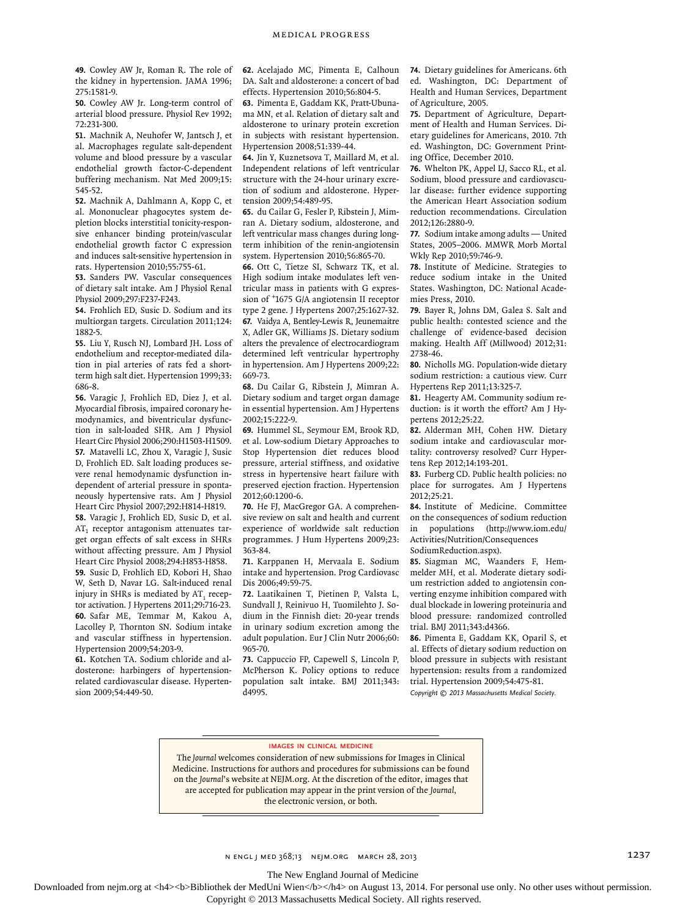49. Cowley AW Jr, Roman R. The role of the kidney in hypertension. JAMA 1996; 275:1581-9.

50. Cowley AW Jr. Long-term control of arterial blood pressure. Physiol Rev 1992; 72:231-300.

51. Machnik A, Neuhofer W, Jantsch J, et al. Macrophages regulate salt-dependent volume and blood pressure by a vascular endothelial growth factor-C-dependent buffering mechanism. Nat Med 2009;15: 545-52.

52. Machnik A, Dahlmann A, Kopp C, et al. Mononuclear phagocytes system depletion blocks interstitial tonicity-responsive enhancer binding protein/vascular endothelial growth factor C expression and induces salt-sensitive hypertension in rats. Hypertension 2010;55:755-61.

53. Sanders PW. Vascular consequences of dietary salt intake. Am J Physiol Renal Physiol 2009;297:F237-F243.

54. Frohlich ED, Susic D. Sodium and its multiorgan targets. Circulation 2011;124: 1882-5.

55. Liu Y, Rusch NJ, Lombard JH. Loss of endothelium and receptor-mediated dilation in pial arteries of rats fed a short-term high salt diet. Hypertension 1999;33: 686-8.

56. Varagic J, Frohlich ED, Diez J, et al. Myocardial fibrosis, impaired coronary hemodynamics, and biventricular dysfunction in salt-loaded SHR. Am J Physiol Heart Circ Physiol 2006;290:H1503-H1509.

57. Matavelli LC, Zhou X, Varagic J, Susic D, Frohlich ED. Salt loading produces severe renal hemodynamic dysfunction independent of arterial pressure in spontaneously hypertensive rats. Am J Physiol Heart Circ Physiol 2007;292:H814-H819.

58. Varagic J, Frohlich ED, Susic D, et al. $AT_1$ receptor antagonism attenuates target organ effects of salt excess in SHRs without affecting pressure. Am J Physiol Heart Circ Physiol 2008;294:H853-H858.

59. Susic D, Frohlich ED, Kobori H, Shao W, Seth D, Navar LG. Salt-induced renal injury in SHRs is mediated by $AT_1$ receptor activation. J Hypertens 2011;29:716-23.

60. Safar ME, Temmar M, Kakou A, Lacolley P, Thornton SN. Sodium intake and vascular stiffness in hypertension. Hypertension 2009;54:203-9.

61. Kotchen TA. Sodium chloride and aldosterone: harbingers of hypertension-related cardiovascular disease. Hypertension 2009;54:449-50.

62. Acelajado MC, Pimenta E, Calhoun DA. Salt and aldosterone: a concert of bad effects. Hypertension 2010;56:804-5.

63. Pimenta E, Gaddam KK, Pratt-Ubunama MN, et al. Relation of dietary salt and aldosterone to urinary protein excretion in subjects with resistant hypertension. Hypertension 2008;51:339-44.

64. Jin Y, Kuznetsova T, Maillard M, et al. Independent relations of left ventricular structure with the 24-hour urinary excretion of sodium and aldosterone. Hypertension 2009;54:489-95.

65. du Cailar G, Fesler P, Ribstein J, Mimran A. Dietary sodium, aldosterone, and left ventricular mass changes during long-term inhibition of the renin-angiotensin system. Hypertension 2010;56:865-70.

66. Ott C, Tietze SI, Schwarz TK, et al. High sodium intake modulates left ventricular mass in patients with G expression of +1675 G/A angiotensin II receptor type 2 gene. J Hypertens 2007;25:1627-32.

67. Vaidya A, Bentley-Lewis R, Jeunemaitre X, Adler GK, Williams JS. Dietary sodium alters the prevalence of electrocardiogram determined left ventricular hypertrophy in hypertension. Am J Hypertens 2009;22: 669-73.

68. Du Cailar G, Ribstein J, Mimran A. Dietary sodium and target organ damage in essential hypertension. Am J Hypertens 2002;15:222-9.

69. Hummel SL, Seymour EM, Brook RD, et al. Low-sodium Dietary Approaches to Stop Hypertension diet reduces blood pressure, arterial stiffness, and oxidative stress in hypertensive heart failure with preserved ejection fraction. Hypertension 2012;60:1200-6.

70. He FJ, MacGregor GA. A comprehensive review on salt and health and current experience of worldwide salt reduction programmes. J Hum Hypertens 2009;23: 363-84.

71. Karppanen H, Mervaala E. Sodium intake and hypertension. Prog Cardiovasc Dis 2006;49:59-75.

72. Laatikainen T, Pietinen P, Valsta L, Sundvall J, Reinivuo H, Tuomilehto J. Sodium in the Finnish diet: 20-year trends in urinary sodium excretion among the adult population. Eur J Clin Nutr 2006;60: 965-70.

73. Cappuccio FP, Capewell S, Lincoln P, McPherson K. Policy options to reduce population salt intake. BMJ 2011;343: d4995.

74. Dietary guidelines for Americans. 6th ed. Washington, DC: Department of Health and Human Services, Department of Agriculture, 2005.

75. Department of Agriculture, Department of Health and Human Services. Dietary guidelines for Americans, 2010. 7th ed. Washington, DC: Government Printing Office, December 2010.

76. Whelton PK, Appel LJ, Sacco RL, et al. Sodium, blood pressure and cardiovascular disease: further evidence supporting the American Heart Association sodium reduction recommendations. Circulation 2012;126:2880-9.

77. Sodium intake among adults — United States, 2005–2006. MMWR Morb Mortal Wkly Rep 2010;59:746-9.

78. Institute of Medicine. Strategies to reduce sodium intake in the United States. Washington, DC: National Academies Press, 2010.

79. Bayer R, Johns DM, Galea S. Salt and public health: contested science and the challenge of evidence-based decision making. Health Aff (Millwood) 2012;31: 2738-46.

80. Nicholls MG. Population-wide dietary sodium restriction: a cautious view. Curr Hypertens Rep 2011;13:325-7.

81. Heagerty AM. Community sodium reduction: is it worth the effort? Am J Hypertens 2012;25:22.

82. Alderman MH, Cohen HW. Dietary sodium intake and cardiovascular mortality: controversy resolved? Curr Hypertens Rep 2012;14:193-201.

83. Furberg CD. Public health policies: no place for surrogates. Am J Hypertens 2012;25:21.

84. Institute of Medicine. Committee on the consequences of sodium reduction in populations (http://www.iom.edu/Activities/Nutrition/Consequences SodiumReduction.aspx).

85. Siagman MC, Waanders F, Hemmelder MH, et al. Moderate dietary sodium restriction added to angiotensin converting enzyme inhibition compared with dual blockade in lowering proteinuria and blood pressure: randomized controlled trial. BMJ 2011;343:d4366.

86. Pimenta E, Gaddam KK, Oparil S, et al. Effects of dietary sodium reduction on blood pressure in subjects with resistant hypertension: results from a randomized trial. Hypertension 2009;54:475-81.

*Copyright © 2013 Massachusetts Medical Society.*

**IMAGES IN CLINICAL MEDICINE**

The *Journal* welcomes consideration of new submissions for Images in Clinical Medicine. Instructions for authors and procedures for submissions can be found on the *Journal*'s website at NEJM.org. At the discretion of the editor, images that are accepted for publication may appear in the print version of the *Journal*, the electronic version, or both.